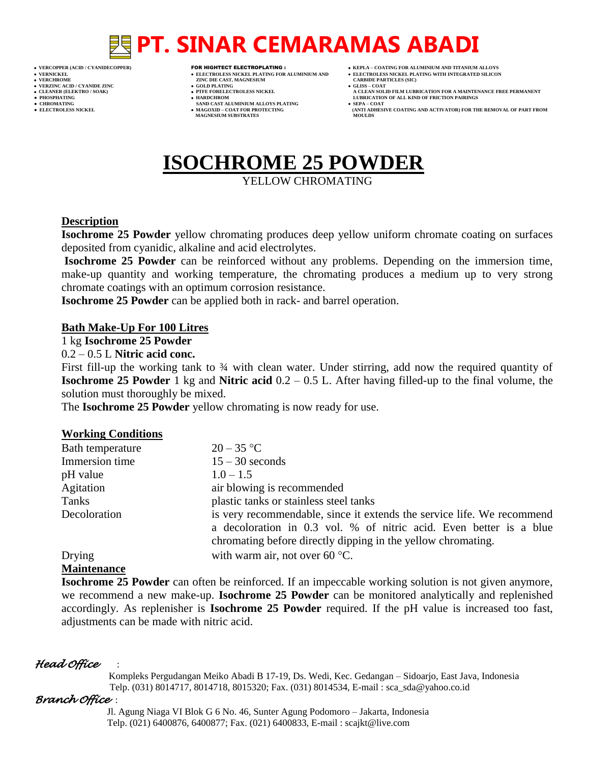# PT. SINAR CEMARAMAS ABADI

- VERCOPPER (ACID / CYANIDECOPPER)
- VERNICKEL
- VERCHROME
- VERZINC ACID / CYANIDE ZINC
- CLEANER (ELEKTRO / SOAK)
- PHOSPHATING
- CHROMATING
- ELECTROLESS NICKEL

FOR HIGHTECT ELECTROPLATING :

- ELECTROLESS NICKEL PLATING FOR ALUMINIUM AND ZINC DIE CAST, MAGNESIUM
- GOLD PLATING
- PTFE FORELECTROLESS NICKEL
- HARDCHROM SAND CAST ALUMINIUM ALLOYS PLATING
- MAGOXID – COAT FOR PROTECTING MAGNESIUM SUBSTRATES

- KEPLA – COATING FOR ALUMINIUM AND TITANIUM ALLOYS
- ELECTROLESS NICKEL PLATING WITH INTEGRATED SILICON CARBIDE PARTICLES (SIC)
- GLISS – COAT A CLEAN SOLID FILM LUBRICATION FOR A MAINTENANCE FREE PERMANENT LUBRICATION OF ALL KIND OF FRICTION PAIRINGS
- SEPA – COAT (ANTI ADHESIVE COATING AND ACTIVATOR) FOR THE REMOVAL OF PART FROM MOULDS

# ISOCHROME 25 POWDER

YELLOW CHROMATING

## Description

**Isochrome 25 Powder** yellow chromating produces deep yellow uniform chromate coating on surfaces deposited from cyanidic, alkaline and acid electrolytes.

**Isochrome 25 Powder** can be reinforced without any problems. Depending on the immersion time, make-up quantity and working temperature, the chromating produces a medium up to very strong chromate coatings with an optimum corrosion resistance.

**Isochrome 25 Powder** can be applied both in rack- and barrel operation.

## Bath Make-Up For 100 Litres

1 kg **Isochrome 25 Powder**

0.2 – 0.5 L **Nitric acid conc.**

First fill-up the working tank to ¾ with clean water. Under stirring, add now the required quantity of **Isochrome 25 Powder** 1 kg and **Nitric acid** 0.2 – 0.5 L. After having filled-up to the final volume, the solution must thoroughly be mixed.

The **Isochrome 25 Powder** yellow chromating is now ready for use.

## Working Conditions

| | |
|---|---|
| Bath temperature | 20 – 35 °C |
| Immersion time | 15 – 30 seconds |
| pH value | 1.0 – 1.5 |
| Agitation | air blowing is recommended |
| Tanks | plastic tanks or stainless steel tanks |
| Decoloration | is very recommendable, since it extends the service life. We recommend a decoloration in 0.3 vol. % of nitric acid. Even better is a blue chromating before directly dipping in the yellow chromating. |
| Drying | with warm air, not over 60 °C. |

## Maintenance

**Isochrome 25 Powder** can often be reinforced. If an impeccable working solution is not given anymore, we recommend a new make-up. **Isochrome 25 Powder** can be monitored analytically and replenished accordingly. As replenisher is **Isochrome 25 Powder** required. If the pH value is increased too fast, adjustments can be made with nitric acid.

*Head Office* :

Kompleks Pergudangan Meiko Abadi B 17-19, Ds. Wedi, Kec. Gedangan – Sidoarjo, East Java, Indonesia
Telp. (031) 8014717, 8014718, 8015320; Fax. (031) 8014534, E-mail : sca_sda@yahoo.co.id

*Branch Office* :

Jl. Agung Niaga VI Blok G 6 No. 46, Sunter Agung Podomoro – Jakarta, Indonesia
Telp. (021) 6400876, 6400877; Fax. (021) 6400833, E-mail : scajkt@live.com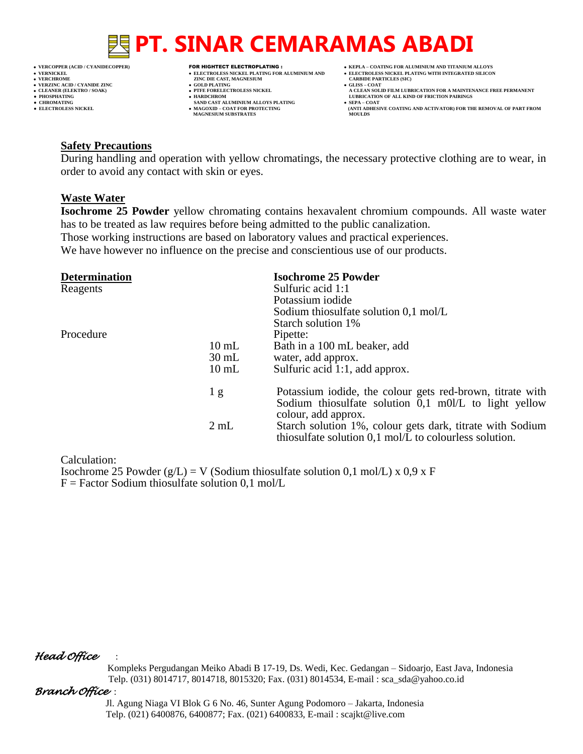## Safety Precautions

During handling and operation with yellow chromatings, the necessary protective clothing are to wear, in order to avoid any contact with skin or eyes.

## Waste Water

**Isochrome 25 Powder** yellow chromating contains hexavalent chromium compounds. All waste water has to be treated as law requires before being admitted to the public canalization.

Those working instructions are based on laboratory values and practical experiences.

We have however no influence on the precise and conscientious use of our products.

| | | |
|---|---|---|
| **Determination** | | **Isochrome 25 Powder** |
| Reagents | | Sulfuric acid 1:1 |
| | | Potassium iodide |
| | | Sodium thiosulfate solution 0,1 mol/L |
| | | Starch solution 1% |
| Procedure | | Pipette: |
| | 10 mL | Bath in a 100 mL beaker, add |
| | 30 mL | water, add approx. |
| | 10 mL | Sulfuric acid 1:1, add approx. |
| | 1 g | Potassium iodide, the colour gets red-brown, titrate with Sodium thiosulfate solution 0,1 m0l/L to light yellow colour, add approx. |
| | 2 mL | Starch solution 1%, colour gets dark, titrate with Sodium thiosulfate solution 0,1 mol/L to colourless solution. |

Calculation:

Isochrome 25 Powder (g/L) = V (Sodium thiosulfate solution 0,1 mol/L) x 0,9 x F

F = Factor Sodium thiosulfate solution 0,1 mol/L